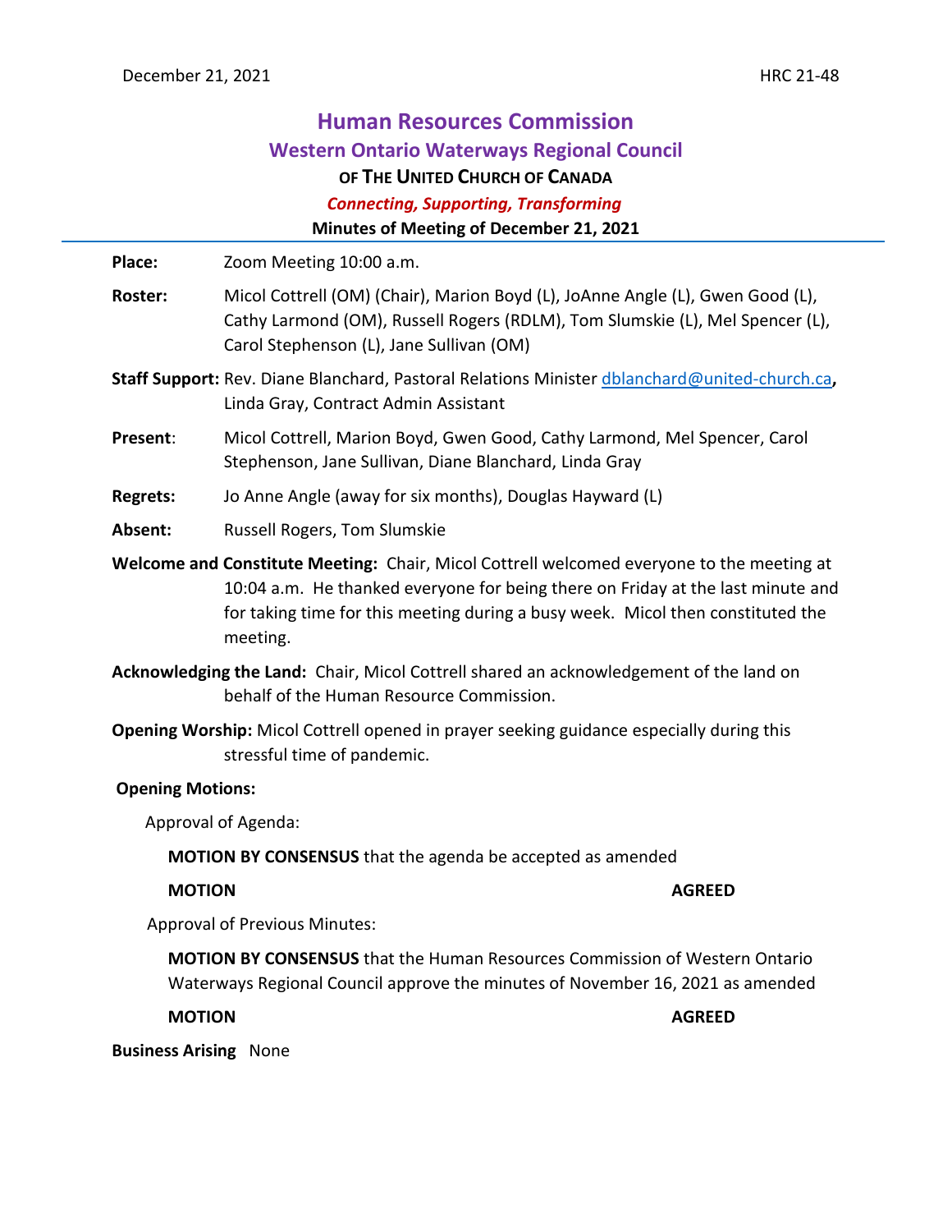December 21, 2021 HRC 21-48

# Human Resources Commission

## Western Ontario Waterways Regional Council

### OF THE UNITED CHURCH OF CANADA

*Connecting, Supporting, Transforming*

**Minutes of Meeting of December 21, 2021**

---

**Place:** Zoom Meeting 10:00 a.m.

**Roster:** Micol Cottrell (OM) (Chair), Marion Boyd (L), JoAnne Angle (L), Gwen Good (L), Cathy Larmond (OM), Russell Rogers (RDLM), Tom Slumskie (L), Mel Spencer (L), Carol Stephenson (L), Jane Sullivan (OM)

**Staff Support:** Rev. Diane Blanchard, Pastoral Relations Minister dblanchard@united-church.ca**,** Linda Gray, Contract Admin Assistant

**Present**: Micol Cottrell, Marion Boyd, Gwen Good, Cathy Larmond, Mel Spencer, Carol Stephenson, Jane Sullivan, Diane Blanchard, Linda Gray

**Regrets:** Jo Anne Angle (away for six months), Douglas Hayward (L)

**Absent:** Russell Rogers, Tom Slumskie

**Welcome and Constitute Meeting:** Chair, Micol Cottrell welcomed everyone to the meeting at 10:04 a.m. He thanked everyone for being there on Friday at the last minute and for taking time for this meeting during a busy week. Micol then constituted the meeting.

**Acknowledging the Land:** Chair, Micol Cottrell shared an acknowledgement of the land on behalf of the Human Resource Commission.

**Opening Worship:** Micol Cottrell opened in prayer seeking guidance especially during this stressful time of pandemic.

**Opening Motions:**

Approval of Agenda:

**MOTION BY CONSENSUS** that the agenda be accepted as amended

**MOTION** **AGREED**

Approval of Previous Minutes:

**MOTION BY CONSENSUS** that the Human Resources Commission of Western Ontario Waterways Regional Council approve the minutes of November 16, 2021 as amended

**MOTION** **AGREED**

**Business Arising** None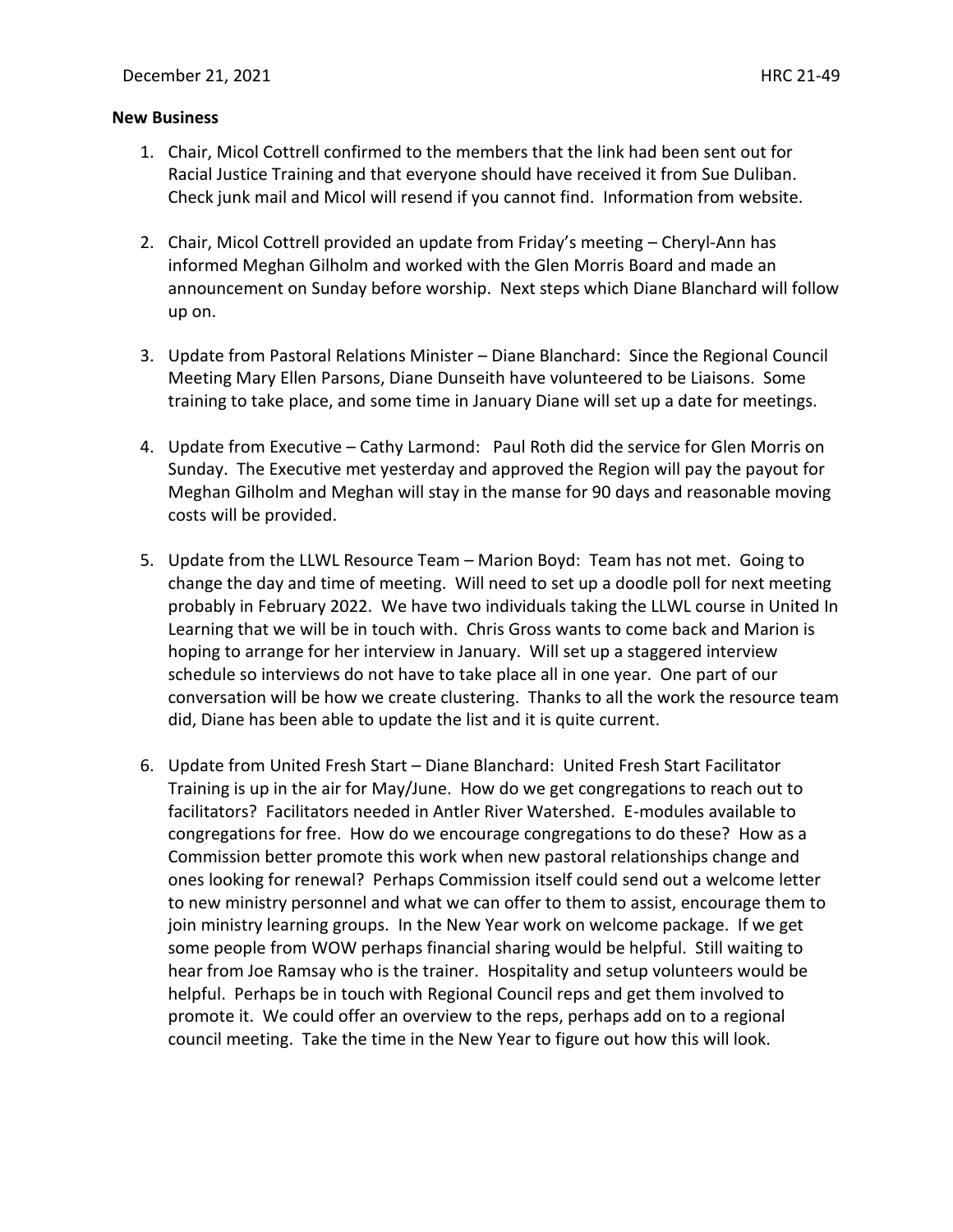**New Business**

1. Chair, Micol Cottrell confirmed to the members that the link had been sent out for Racial Justice Training and that everyone should have received it from Sue Duliban. Check junk mail and Micol will resend if you cannot find. Information from website.

2. Chair, Micol Cottrell provided an update from Friday's meeting – Cheryl-Ann has informed Meghan Gilholm and worked with the Glen Morris Board and made an announcement on Sunday before worship. Next steps which Diane Blanchard will follow up on.

3. Update from Pastoral Relations Minister – Diane Blanchard: Since the Regional Council Meeting Mary Ellen Parsons, Diane Dunseith have volunteered to be Liaisons. Some training to take place, and some time in January Diane will set up a date for meetings.

4. Update from Executive – Cathy Larmond: Paul Roth did the service for Glen Morris on Sunday. The Executive met yesterday and approved the Region will pay the payout for Meghan Gilholm and Meghan will stay in the manse for 90 days and reasonable moving costs will be provided.

5. Update from the LLWL Resource Team – Marion Boyd: Team has not met. Going to change the day and time of meeting. Will need to set up a doodle poll for next meeting probably in February 2022. We have two individuals taking the LLWL course in United In Learning that we will be in touch with. Chris Gross wants to come back and Marion is hoping to arrange for her interview in January. Will set up a staggered interview schedule so interviews do not have to take place all in one year. One part of our conversation will be how we create clustering. Thanks to all the work the resource team did, Diane has been able to update the list and it is quite current.

6. Update from United Fresh Start – Diane Blanchard: United Fresh Start Facilitator Training is up in the air for May/June. How do we get congregations to reach out to facilitators? Facilitators needed in Antler River Watershed. E-modules available to congregations for free. How do we encourage congregations to do these? How as a Commission better promote this work when new pastoral relationships change and ones looking for renewal? Perhaps Commission itself could send out a welcome letter to new ministry personnel and what we can offer to them to assist, encourage them to join ministry learning groups. In the New Year work on welcome package. If we get some people from WOW perhaps financial sharing would be helpful. Still waiting to hear from Joe Ramsay who is the trainer. Hospitality and setup volunteers would be helpful. Perhaps be in touch with Regional Council reps and get them involved to promote it. We could offer an overview to the reps, perhaps add on to a regional council meeting. Take the time in the New Year to figure out how this will look.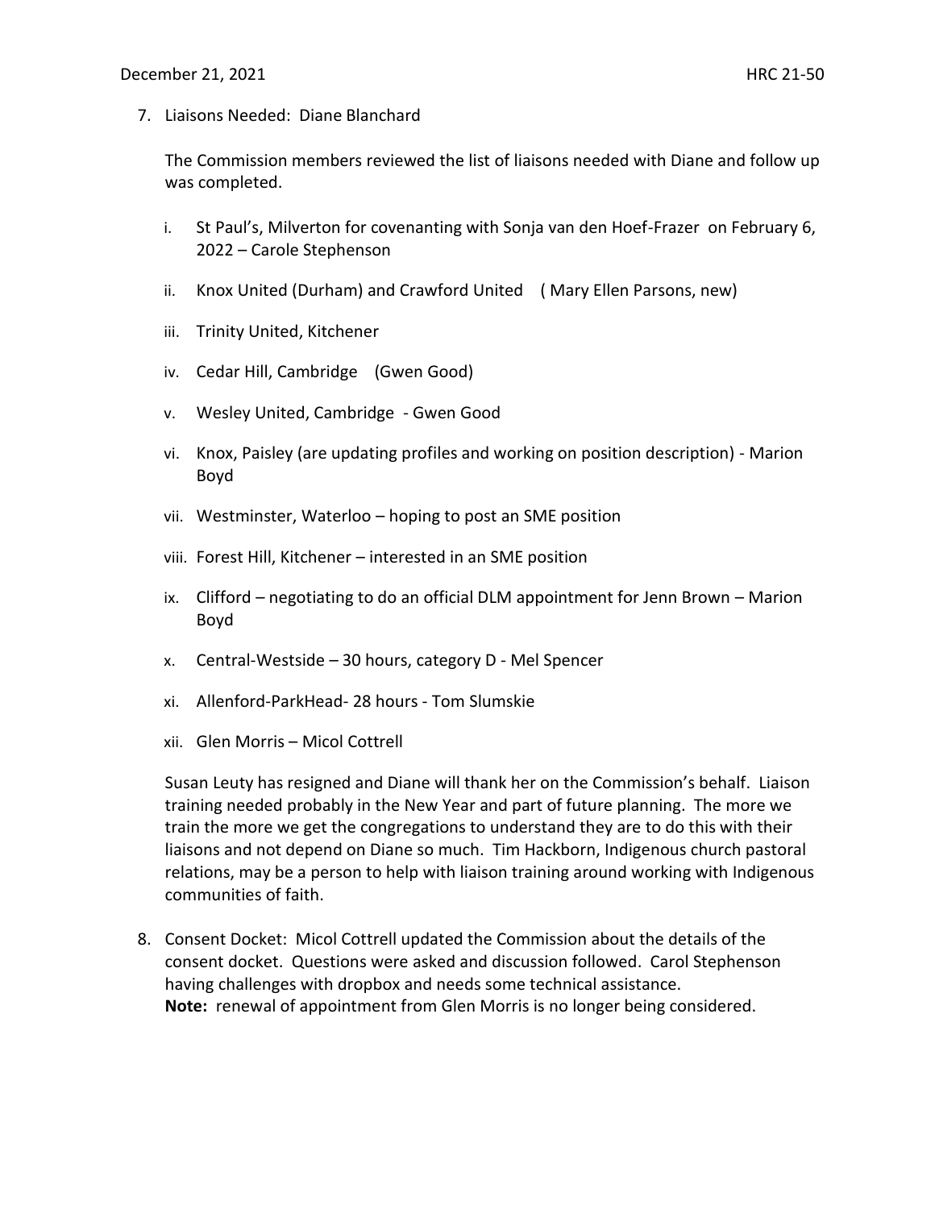7. Liaisons Needed: Diane Blanchard

   The Commission members reviewed the list of liaisons needed with Diane and follow up was completed.

   i. St Paul's, Milverton for covenanting with Sonja van den Hoef-Frazer on February 6, 2022 – Carole Stephenson
   ii. Knox United (Durham) and Crawford United ( Mary Ellen Parsons, new)
   iii. Trinity United, Kitchener
   iv. Cedar Hill, Cambridge (Gwen Good)
   v. Wesley United, Cambridge - Gwen Good
   vi. Knox, Paisley (are updating profiles and working on position description) - Marion Boyd
   vii. Westminster, Waterloo – hoping to post an SME position
   viii. Forest Hill, Kitchener – interested in an SME position
   ix. Clifford – negotiating to do an official DLM appointment for Jenn Brown – Marion Boyd
   x. Central-Westside – 30 hours, category D - Mel Spencer
   xi. Allenford-ParkHead- 28 hours - Tom Slumskie
   xii. Glen Morris – Micol Cottrell

   Susan Leuty has resigned and Diane will thank her on the Commission's behalf. Liaison training needed probably in the New Year and part of future planning. The more we train the more we get the congregations to understand they are to do this with their liaisons and not depend on Diane so much. Tim Hackborn, Indigenous church pastoral relations, may be a person to help with liaison training around working with Indigenous communities of faith.

8. Consent Docket: Micol Cottrell updated the Commission about the details of the consent docket. Questions were asked and discussion followed. Carol Stephenson having challenges with dropbox and needs some technical assistance.
   **Note:** renewal of appointment from Glen Morris is no longer being considered.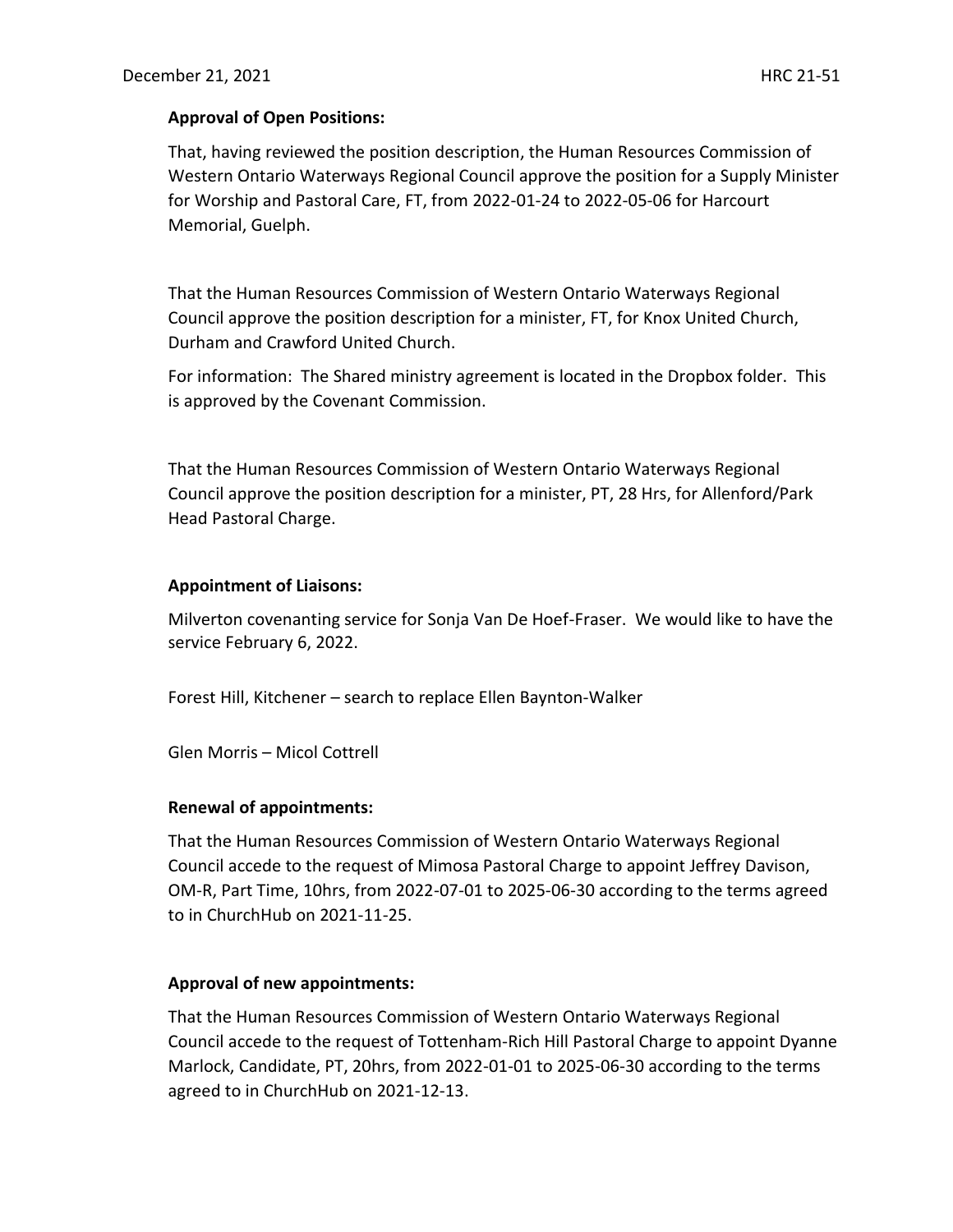**Approval of Open Positions:**

That, having reviewed the position description, the Human Resources Commission of Western Ontario Waterways Regional Council approve the position for a Supply Minister for Worship and Pastoral Care, FT, from 2022-01-24 to 2022-05-06 for Harcourt Memorial, Guelph.

That the Human Resources Commission of Western Ontario Waterways Regional Council approve the position description for a minister, FT, for Knox United Church, Durham and Crawford United Church.

For information: The Shared ministry agreement is located in the Dropbox folder. This is approved by the Covenant Commission.

That the Human Resources Commission of Western Ontario Waterways Regional Council approve the position description for a minister, PT, 28 Hrs, for Allenford/Park Head Pastoral Charge.

**Appointment of Liaisons:**

Milverton covenanting service for Sonja Van De Hoef-Fraser. We would like to have the service February 6, 2022.

Forest Hill, Kitchener – search to replace Ellen Baynton-Walker

Glen Morris – Micol Cottrell

**Renewal of appointments:**

That the Human Resources Commission of Western Ontario Waterways Regional Council accede to the request of Mimosa Pastoral Charge to appoint Jeffrey Davison, OM-R, Part Time, 10hrs, from 2022-07-01 to 2025-06-30 according to the terms agreed to in ChurchHub on 2021-11-25.

**Approval of new appointments:**

That the Human Resources Commission of Western Ontario Waterways Regional Council accede to the request of Tottenham-Rich Hill Pastoral Charge to appoint Dyanne Marlock, Candidate, PT, 20hrs, from 2022-01-01 to 2025-06-30 according to the terms agreed to in ChurchHub on 2021-12-13.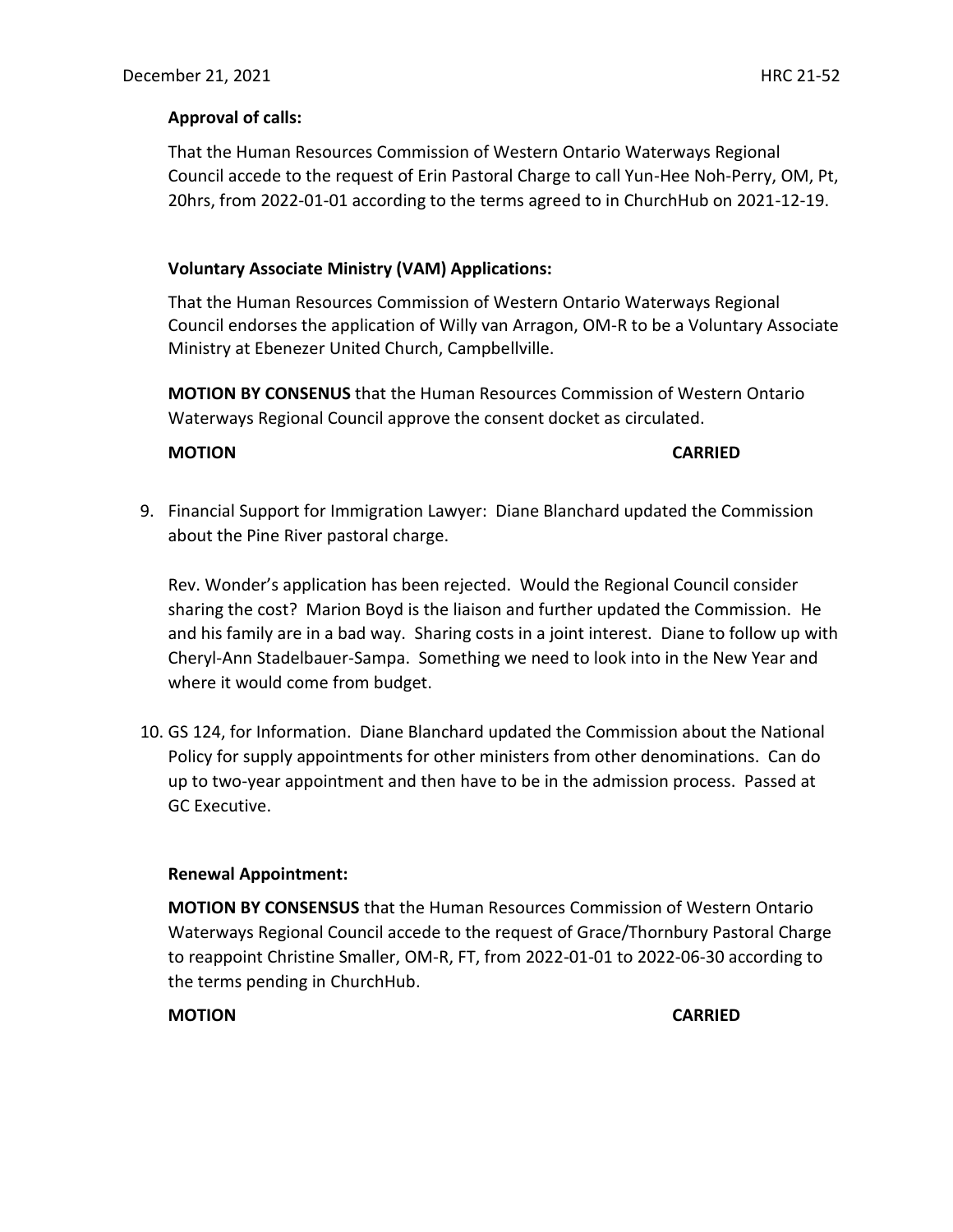**Approval of calls:**

That the Human Resources Commission of Western Ontario Waterways Regional Council accede to the request of Erin Pastoral Charge to call Yun-Hee Noh-Perry, OM, Pt, 20hrs, from 2022-01-01 according to the terms agreed to in ChurchHub on 2021-12-19.

**Voluntary Associate Ministry (VAM) Applications:**

That the Human Resources Commission of Western Ontario Waterways Regional Council endorses the application of Willy van Arragon, OM-R to be a Voluntary Associate Ministry at Ebenezer United Church, Campbellville.

**MOTION BY CONSENUS** that the Human Resources Commission of Western Ontario Waterways Regional Council approve the consent docket as circulated.

**MOTION** **CARRIED**

9. Financial Support for Immigration Lawyer: Diane Blanchard updated the Commission about the Pine River pastoral charge.

   Rev. Wonder's application has been rejected. Would the Regional Council consider sharing the cost? Marion Boyd is the liaison and further updated the Commission. He and his family are in a bad way. Sharing costs in a joint interest. Diane to follow up with Cheryl-Ann Stadelbauer-Sampa. Something we need to look into in the New Year and where it would come from budget.

10. GS 124, for Information. Diane Blanchard updated the Commission about the National Policy for supply appointments for other ministers from other denominations. Can do up to two-year appointment and then have to be in the admission process. Passed at GC Executive.

**Renewal Appointment:**

**MOTION BY CONSENSUS** that the Human Resources Commission of Western Ontario Waterways Regional Council accede to the request of Grace/Thornbury Pastoral Charge to reappoint Christine Smaller, OM-R, FT, from 2022-01-01 to 2022-06-30 according to the terms pending in ChurchHub.

**MOTION** **CARRIED**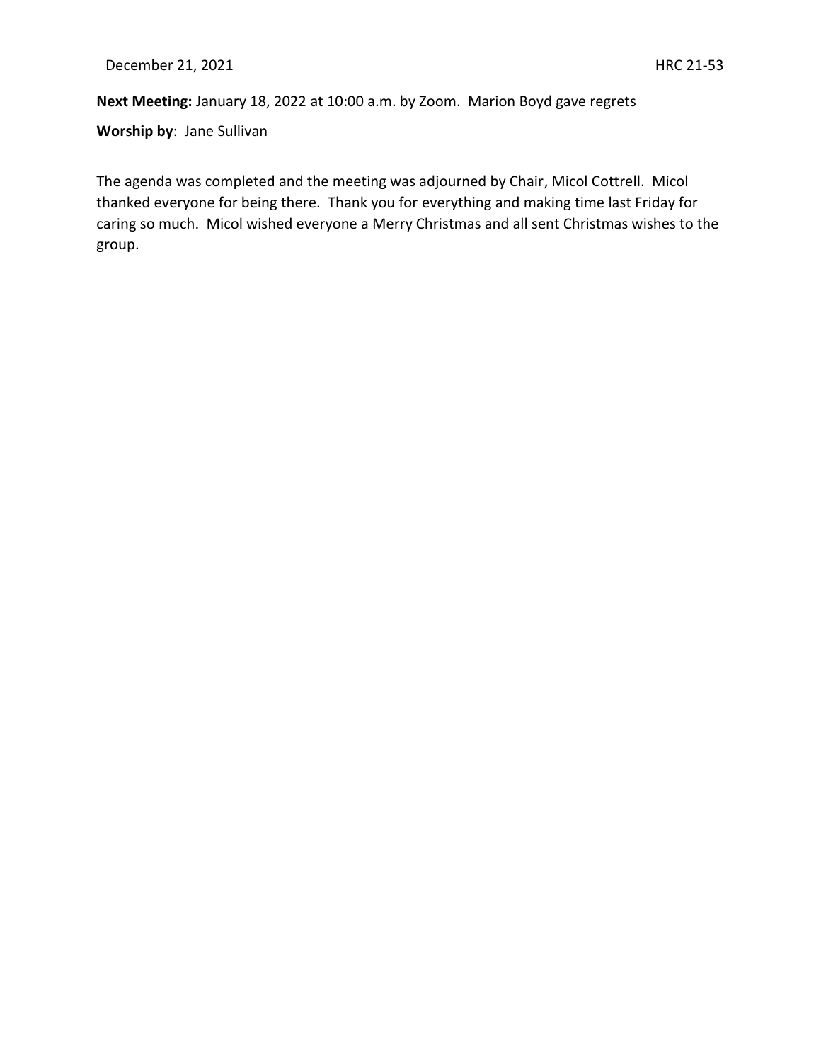**Next Meeting:** January 18, 2022 at 10:00 a.m. by Zoom. Marion Boyd gave regrets

**Worship by**: Jane Sullivan

The agenda was completed and the meeting was adjourned by Chair, Micol Cottrell. Micol thanked everyone for being there. Thank you for everything and making time last Friday for caring so much. Micol wished everyone a Merry Christmas and all sent Christmas wishes to the group.